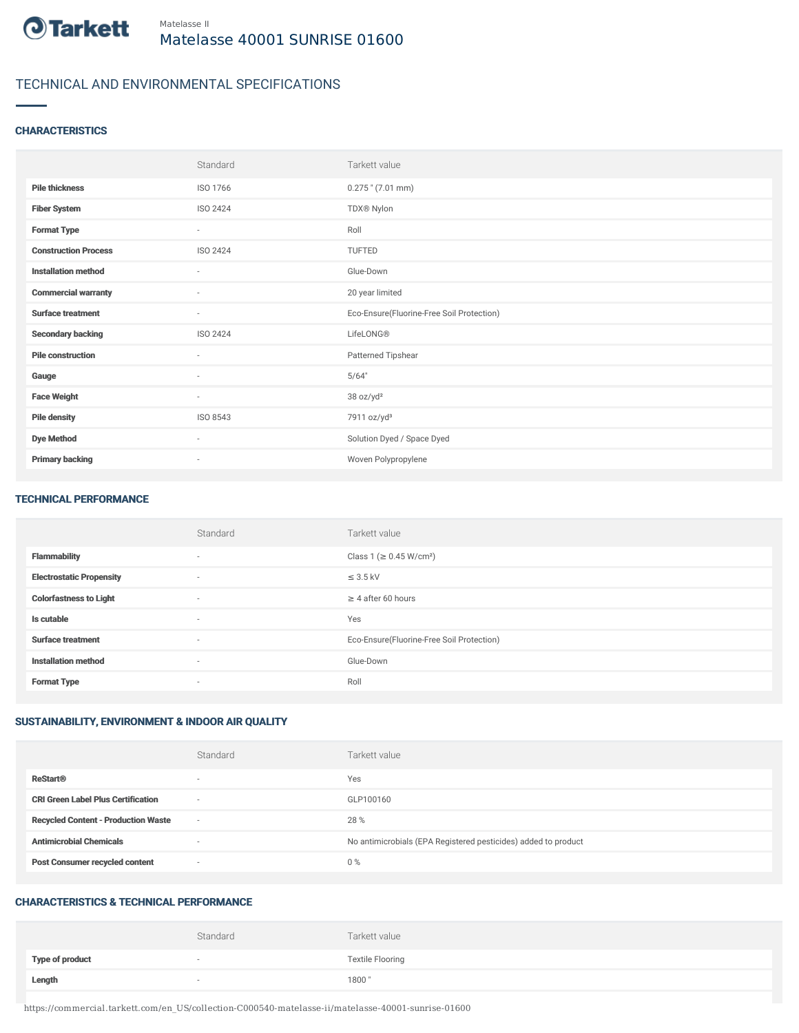Matelasse II

# Matelasse 40001 SUNRISE 01600

## TECHNICAL AND ENVIRONMENTAL SPECIFICATIONS

### CHARACTERISTICS

| | Standard | Tarkett value |
|---|---|---|
| **Pile thickness** | ISO 1766 | 0.275 " (7.01 mm) |
| **Fiber System** | ISO 2424 | TDX® Nylon |
| **Format Type** | - | Roll |
| **Construction Process** | ISO 2424 | TUFTED |
| **Installation method** | - | Glue-Down |
| **Commercial warranty** | - | 20 year limited |
| **Surface treatment** | - | Eco-Ensure(Fluorine-Free Soil Protection) |
| **Secondary backing** | ISO 2424 | LifeLONG® |
| **Pile construction** | - | Patterned Tipshear |
| **Gauge** | - | 5/64" |
| **Face Weight** | - | 38 oz/yd² |
| **Pile density** | ISO 8543 | 7911 oz/yd³ |
| **Dye Method** | - | Solution Dyed / Space Dyed |
| **Primary backing** | - | Woven Polypropylene |

### TECHNICAL PERFORMANCE

| | Standard | Tarkett value |
|---|---|---|
| **Flammability** | - | Class 1 (≥ 0.45 W/cm²) |
| **Electrostatic Propensity** | - | ≤ 3.5 kV |
| **Colorfastness to Light** | - | ≥ 4 after 60 hours |
| **Is cutable** | - | Yes |
| **Surface treatment** | - | Eco-Ensure(Fluorine-Free Soil Protection) |
| **Installation method** | - | Glue-Down |
| **Format Type** | - | Roll |

### SUSTAINABILITY, ENVIRONMENT & INDOOR AIR QUALITY

| | Standard | Tarkett value |
|---|---|---|
| **ReStart®** | - | Yes |
| **CRI Green Label Plus Certification** | - | GLP100160 |
| **Recycled Content - Production Waste** | - | 28 % |
| **Antimicrobial Chemicals** | - | No antimicrobials (EPA Registered pesticides) added to product |
| **Post Consumer recycled content** | - | 0 % |

### CHARACTERISTICS & TECHNICAL PERFORMANCE

| | Standard | Tarkett value |
|---|---|---|
| **Type of product** | - | Textile Flooring |
| **Length** | - | 1800 " |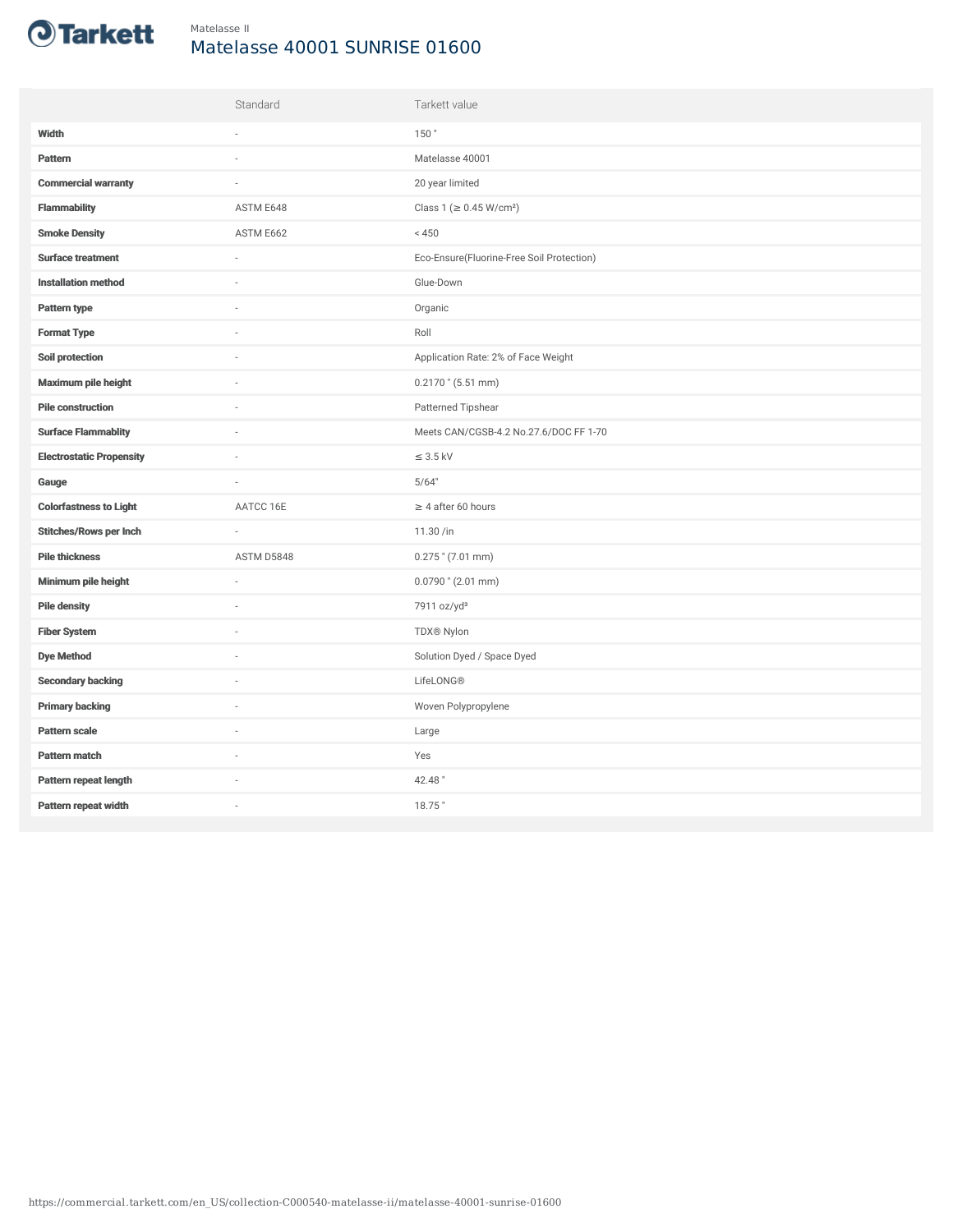Matelasse II

# Matelasse 40001 SUNRISE 01600

| | Standard | Tarkett value |
|---|---|---|
| **Width** | - | 150 " |
| **Pattern** | - | Matelasse 40001 |
| **Commercial warranty** | - | 20 year limited |
| **Flammability** | ASTM E648 | Class 1 (≥ 0.45 W/cm²) |
| **Smoke Density** | ASTM E662 | < 450 |
| **Surface treatment** | - | Eco-Ensure(Fluorine-Free Soil Protection) |
| **Installation method** | - | Glue-Down |
| **Pattern type** | - | Organic |
| **Format Type** | - | Roll |
| **Soil protection** | - | Application Rate: 2% of Face Weight |
| **Maximum pile height** | - | 0.2170 " (5.51 mm) |
| **Pile construction** | - | Patterned Tipshear |
| **Surface Flammablity** | - | Meets CAN/CGSB-4.2 No.27.6/DOC FF 1-70 |
| **Electrostatic Propensity** | - | ≤ 3.5 kV |
| **Gauge** | - | 5/64" |
| **Colorfastness to Light** | AATCC 16E | ≥ 4 after 60 hours |
| **Stitches/Rows per Inch** | - | 11.30 /in |
| **Pile thickness** | ASTM D5848 | 0.275 " (7.01 mm) |
| **Minimum pile height** | - | 0.0790 " (2.01 mm) |
| **Pile density** | - | 7911 oz/yd³ |
| **Fiber System** | - | TDX® Nylon |
| **Dye Method** | - | Solution Dyed / Space Dyed |
| **Secondary backing** | - | LifeLONG® |
| **Primary backing** | - | Woven Polypropylene |
| **Pattern scale** | - | Large |
| **Pattern match** | - | Yes |
| **Pattern repeat length** | - | 42.48 " |
| **Pattern repeat width** | - | 18.75 " |

https://commercial.tarkett.com/en_US/collection-C000540-matelasse-ii/matelasse-40001-sunrise-01600